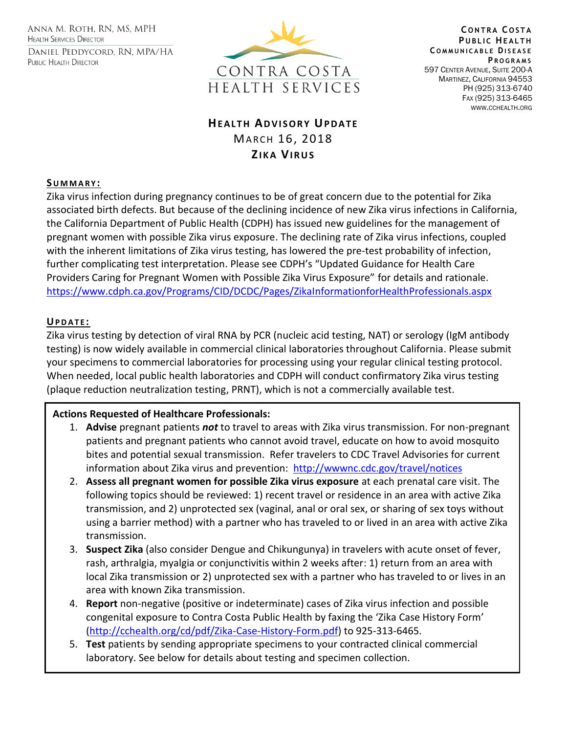Anna M. Roth, RN, MS, MPH
Health Services Director

Daniel Peddycord, RN, MPA/HA
Public Health Director

CONTRA COSTA HEALTH SERVICES

**Contra Costa Public Health Communicable Disease Programs**
597 Center Avenue, Suite 200-A
Martinez, California 94553
PH (925) 313-6740
Fax (925) 313-6465
www.cchealth.org

# Health Advisory Update
## March 16, 2018
## Zika Virus

### Summary:

Zika virus infection during pregnancy continues to be of great concern due to the potential for Zika associated birth defects. But because of the declining incidence of new Zika virus infections in California, the California Department of Public Health (CDPH) has issued new guidelines for the management of pregnant women with possible Zika virus exposure. The declining rate of Zika virus infections, coupled with the inherent limitations of Zika virus testing, has lowered the pre-test probability of infection, further complicating test interpretation. Please see CDPH's "Updated Guidance for Health Care Providers Caring for Pregnant Women with Possible Zika Virus Exposure" for details and rationale.
https://www.cdph.ca.gov/Programs/CID/DCDC/Pages/ZikaInformationforHealthProfessionals.aspx

### Update:

Zika virus testing by detection of viral RNA by PCR (nucleic acid testing, NAT) or serology (IgM antibody testing) is now widely available in commercial clinical laboratories throughout California. Please submit your specimens to commercial laboratories for processing using your regular clinical testing protocol. When needed, local public health laboratories and CDPH will conduct confirmatory Zika virus testing (plaque reduction neutralization testing, PRNT), which is not a commercially available test.

**Actions Requested of Healthcare Professionals:**

1. **Advise** pregnant patients ***not*** to travel to areas with Zika virus transmission. For non-pregnant patients and pregnant patients who cannot avoid travel, educate on how to avoid mosquito bites and potential sexual transmission. Refer travelers to CDC Travel Advisories for current information about Zika virus and prevention: http://wwwnc.cdc.gov/travel/notices
2. **Assess all pregnant women for possible Zika virus exposure** at each prenatal care visit. The following topics should be reviewed: 1) recent travel or residence in an area with active Zika transmission, and 2) unprotected sex (vaginal, anal or oral sex, or sharing of sex toys without using a barrier method) with a partner who has traveled to or lived in an area with active Zika transmission.
3. **Suspect Zika** (also consider Dengue and Chikungunya) in travelers with acute onset of fever, rash, arthralgia, myalgia or conjunctivitis within 2 weeks after: 1) return from an area with local Zika transmission or 2) unprotected sex with a partner who has traveled to or lives in an area with known Zika transmission.
4. **Report** non-negative (positive or indeterminate) cases of Zika virus infection and possible congenital exposure to Contra Costa Public Health by faxing the 'Zika Case History Form' (http://cchealth.org/cd/pdf/Zika-Case-History-Form.pdf) to 925-313-6465.
5. **Test** patients by sending appropriate specimens to your contracted clinical commercial laboratory. See below for details about testing and specimen collection.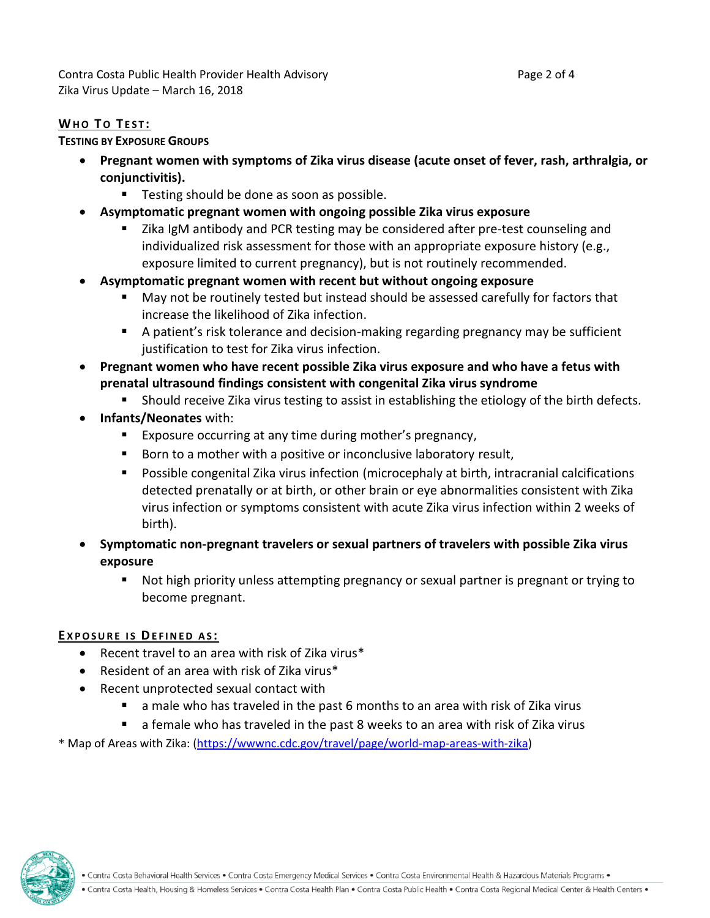## WHO TO TEST:

**TESTING BY EXPOSURE GROUPS**

- **Pregnant women with symptoms of Zika virus disease (acute onset of fever, rash, arthralgia, or conjunctivitis).**
  - Testing should be done as soon as possible.
- **Asymptomatic pregnant women with ongoing possible Zika virus exposure**
  - Zika IgM antibody and PCR testing may be considered after pre-test counseling and individualized risk assessment for those with an appropriate exposure history (e.g., exposure limited to current pregnancy), but is not routinely recommended.
- **Asymptomatic pregnant women with recent but without ongoing exposure**
  - May not be routinely tested but instead should be assessed carefully for factors that increase the likelihood of Zika infection.
  - A patient's risk tolerance and decision-making regarding pregnancy may be sufficient justification to test for Zika virus infection.
- **Pregnant women who have recent possible Zika virus exposure and who have a fetus with prenatal ultrasound findings consistent with congenital Zika virus syndrome**
  - Should receive Zika virus testing to assist in establishing the etiology of the birth defects.
- **Infants/Neonates** with:
  - Exposure occurring at any time during mother's pregnancy,
  - Born to a mother with a positive or inconclusive laboratory result,
  - Possible congenital Zika virus infection (microcephaly at birth, intracranial calcifications detected prenatally or at birth, or other brain or eye abnormalities consistent with Zika virus infection or symptoms consistent with acute Zika virus infection within 2 weeks of birth).
- **Symptomatic non-pregnant travelers or sexual partners of travelers with possible Zika virus exposure**
  - Not high priority unless attempting pregnancy or sexual partner is pregnant or trying to become pregnant.

## EXPOSURE IS DEFINED AS:

- Recent travel to an area with risk of Zika virus*
- Resident of an area with risk of Zika virus*
- Recent unprotected sexual contact with
  - a male who has traveled in the past 6 months to an area with risk of Zika virus
  - a female who has traveled in the past 8 weeks to an area with risk of Zika virus

* Map of Areas with Zika: (https://wwwnc.cdc.gov/travel/page/world-map-areas-with-zika)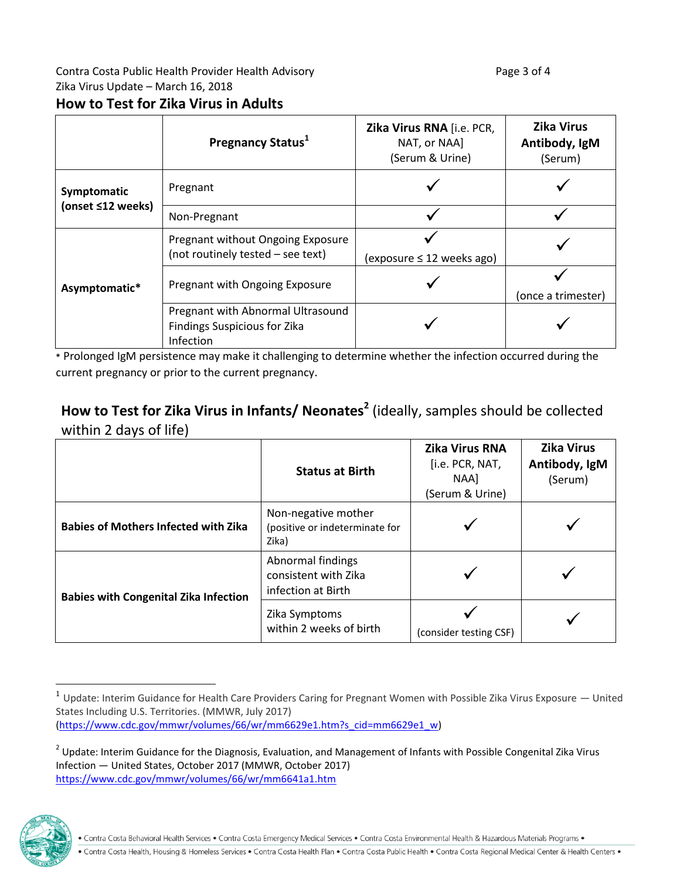## How to Test for Zika Virus in Adults

| | Pregnancy Status[1] | Zika Virus RNA [i.e. PCR, NAT, or NAA] (Serum & Urine) | Zika Virus Antibody, IgM (Serum) |
|---|---|---|---|
| Symptomatic (onset ≤12 weeks) | Pregnant | ✓ | ✓ |
| | Non-Pregnant | ✓ | ✓ |
| Asymptomatic* | Pregnant without Ongoing Exposure (not routinely tested – see text) | ✓ (exposure ≤ 12 weeks ago) | ✓ |
| | Pregnant with Ongoing Exposure | ✓ | ✓ (once a trimester) |
| | Pregnant with Abnormal Ultrasound Findings Suspicious for Zika Infection | ✓ | ✓ |

* Prolonged IgM persistence may make it challenging to determine whether the infection occurred during the current pregnancy or prior to the current pregnancy.

## How to Test for Zika Virus in Infants/ Neonates[2] (ideally, samples should be collected within 2 days of life)

| | Status at Birth | Zika Virus RNA [i.e. PCR, NAT, NAA] (Serum & Urine) | Zika Virus Antibody, IgM (Serum) |
|---|---|---|---|
| Babies of Mothers Infected with Zika | Non-negative mother (positive or indeterminate for Zika) | ✓ | ✓ |
| Babies with Congenital Zika Infection | Abnormal findings consistent with Zika infection at Birth | ✓ | ✓ |
| | Zika Symptoms within 2 weeks of birth | ✓ (consider testing CSF) | ✓ |

[1] Update: Interim Guidance for Health Care Providers Caring for Pregnant Women with Possible Zika Virus Exposure — United States Including U.S. Territories. (MMWR, July 2017) (https://www.cdc.gov/mmwr/volumes/66/wr/mm6629e1.htm?s_cid=mm6629e1_w)

[2] Update: Interim Guidance for the Diagnosis, Evaluation, and Management of Infants with Possible Congenital Zika Virus Infection — United States, October 2017 (MMWR, October 2017) https://www.cdc.gov/mmwr/volumes/66/wr/mm6641a1.htm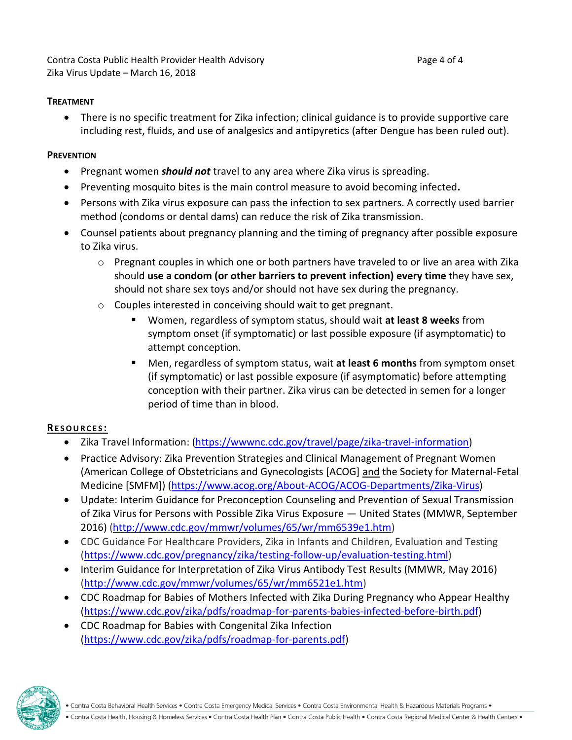## TREATMENT

- There is no specific treatment for Zika infection; clinical guidance is to provide supportive care including rest, fluids, and use of analgesics and antipyretics (after Dengue has been ruled out).

## PREVENTION

- Pregnant women ***should not*** travel to any area where Zika virus is spreading.
- Preventing mosquito bites is the main control measure to avoid becoming infected**.**
- Persons with Zika virus exposure can pass the infection to sex partners. A correctly used barrier method (condoms or dental dams) can reduce the risk of Zika transmission.
- Counsel patients about pregnancy planning and the timing of pregnancy after possible exposure to Zika virus.
  - Pregnant couples in which one or both partners have traveled to or live an area with Zika should **use a condom (or other barriers to prevent infection) every time** they have sex, should not share sex toys and/or should not have sex during the pregnancy.
  - Couples interested in conceiving should wait to get pregnant.
    - Women, regardless of symptom status, should wait **at least 8 weeks** from symptom onset (if symptomatic) or last possible exposure (if asymptomatic) to attempt conception.
    - Men, regardless of symptom status, wait **at least 6 months** from symptom onset (if symptomatic) or last possible exposure (if asymptomatic) before attempting conception with their partner. Zika virus can be detected in semen for a longer period of time than in blood.

## RESOURCES:

- Zika Travel Information: (https://wwwnc.cdc.gov/travel/page/zika-travel-information)
- Practice Advisory: Zika Prevention Strategies and Clinical Management of Pregnant Women (American College of Obstetricians and Gynecologists [ACOG] and the Society for Maternal-Fetal Medicine [SMFM]) (https://www.acog.org/About-ACOG/ACOG-Departments/Zika-Virus)
- Update: Interim Guidance for Preconception Counseling and Prevention of Sexual Transmission of Zika Virus for Persons with Possible Zika Virus Exposure — United States (MMWR, September 2016) (http://www.cdc.gov/mmwr/volumes/65/wr/mm6539e1.htm)
- CDC Guidance For Healthcare Providers, Zika in Infants and Children, Evaluation and Testing (https://www.cdc.gov/pregnancy/zika/testing-follow-up/evaluation-testing.html)
- Interim Guidance for Interpretation of Zika Virus Antibody Test Results (MMWR, May 2016) (http://www.cdc.gov/mmwr/volumes/65/wr/mm6521e1.htm)
- CDC Roadmap for Babies of Mothers Infected with Zika During Pregnancy who Appear Healthy (https://www.cdc.gov/zika/pdfs/roadmap-for-parents-babies-infected-before-birth.pdf)
- CDC Roadmap for Babies with Congenital Zika Infection (https://www.cdc.gov/zika/pdfs/roadmap-for-parents.pdf)